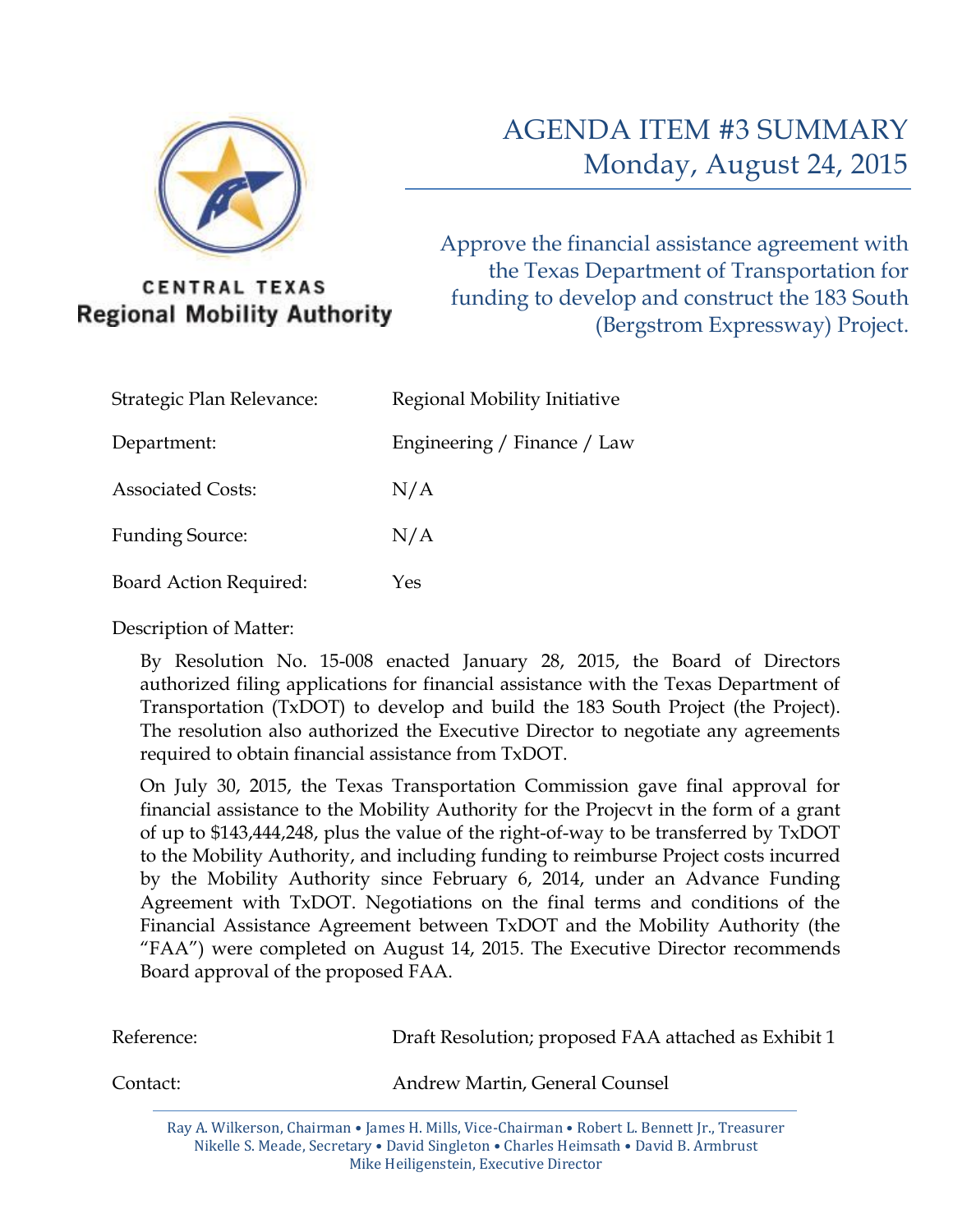CENTRAL TEXAS
**Regional Mobility Authority**

# AGENDA ITEM #3 SUMMARY
## Monday, August 24, 2015

### Approve the financial assistance agreement with the Texas Department of Transportation for funding to develop and construct the 183 South (Bergstrom Expressway) Project.

| | |
|---|---|
| Strategic Plan Relevance: | Regional Mobility Initiative |
| Department: | Engineering / Finance / Law |
| Associated Costs: | N/A |
| Funding Source: | N/A |
| Board Action Required: | Yes |

Description of Matter:

By Resolution No. 15-008 enacted January 28, 2015, the Board of Directors authorized filing applications for financial assistance with the Texas Department of Transportation (TxDOT) to develop and build the 183 South Project (the Project). The resolution also authorized the Executive Director to negotiate any agreements required to obtain financial assistance from TxDOT.

On July 30, 2015, the Texas Transportation Commission gave final approval for financial assistance to the Mobility Authority for the Projecvt in the form of a grant of up to $143,444,248, plus the value of the right-of-way to be transferred by TxDOT to the Mobility Authority, and including funding to reimburse Project costs incurred by the Mobility Authority since February 6, 2014, under an Advance Funding Agreement with TxDOT. Negotiations on the final terms and conditions of the Financial Assistance Agreement between TxDOT and the Mobility Authority (the "FAA") were completed on August 14, 2015. The Executive Director recommends Board approval of the proposed FAA.

| | |
|---|---|
| Reference: | Draft Resolution; proposed FAA attached as Exhibit 1 |
| Contact: | Andrew Martin, General Counsel |

Ray A. Wilkerson, Chairman • James H. Mills, Vice-Chairman • Robert L. Bennett Jr., Treasurer
Nikelle S. Meade, Secretary • David Singleton • Charles Heimsath • David B. Armbrust
Mike Heiligenstein, Executive Director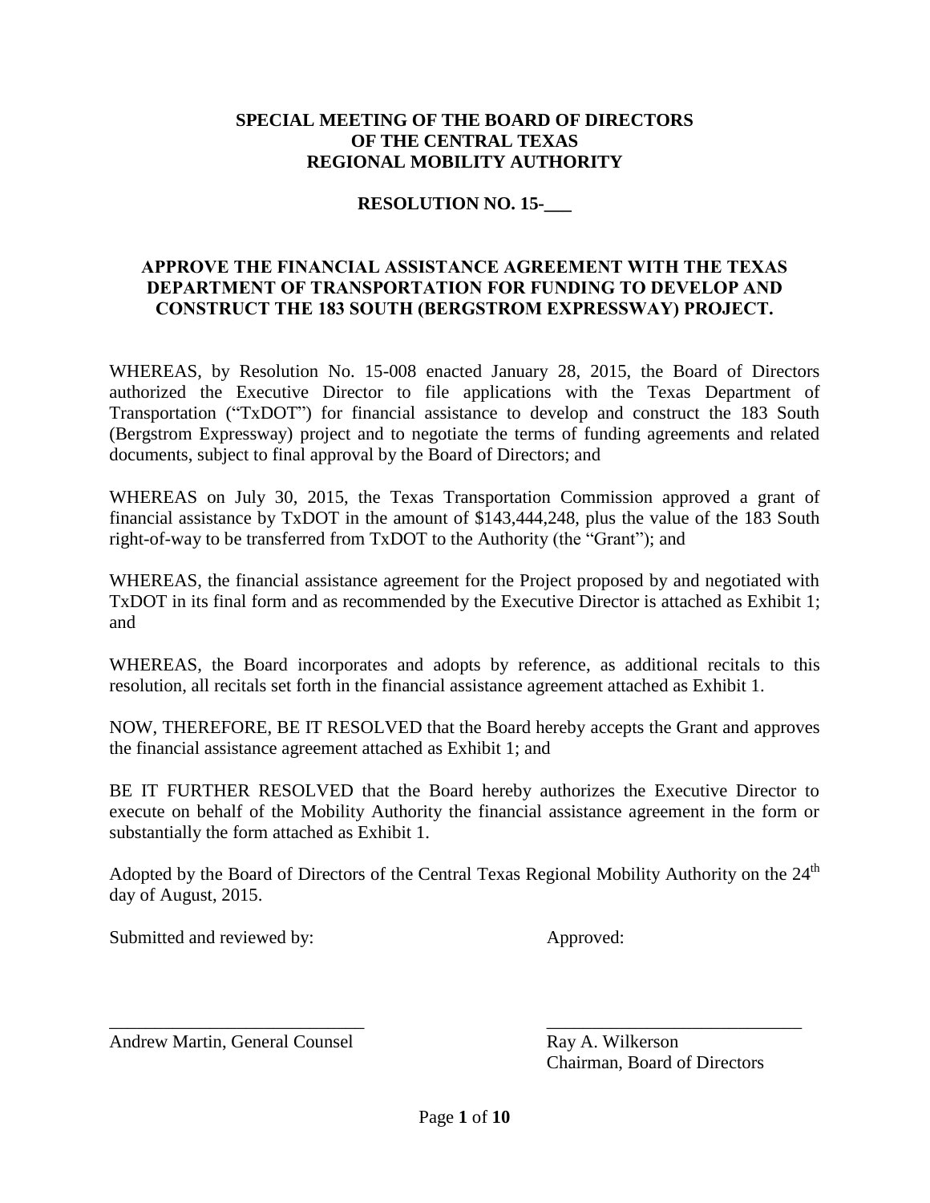**SPECIAL MEETING OF THE BOARD OF DIRECTORS OF THE CENTRAL TEXAS REGIONAL MOBILITY AUTHORITY**

**RESOLUTION NO. 15-___**

**APPROVE THE FINANCIAL ASSISTANCE AGREEMENT WITH THE TEXAS DEPARTMENT OF TRANSPORTATION FOR FUNDING TO DEVELOP AND CONSTRUCT THE 183 SOUTH (BERGSTROM EXPRESSWAY) PROJECT.**

WHEREAS, by Resolution No. 15-008 enacted January 28, 2015, the Board of Directors authorized the Executive Director to file applications with the Texas Department of Transportation ("TxDOT") for financial assistance to develop and construct the 183 South (Bergstrom Expressway) project and to negotiate the terms of funding agreements and related documents, subject to final approval by the Board of Directors; and

WHEREAS on July 30, 2015, the Texas Transportation Commission approved a grant of financial assistance by TxDOT in the amount of $143,444,248, plus the value of the 183 South right-of-way to be transferred from TxDOT to the Authority (the "Grant"); and

WHEREAS, the financial assistance agreement for the Project proposed by and negotiated with TxDOT in its final form and as recommended by the Executive Director is attached as Exhibit 1; and

WHEREAS, the Board incorporates and adopts by reference, as additional recitals to this resolution, all recitals set forth in the financial assistance agreement attached as Exhibit 1.

NOW, THEREFORE, BE IT RESOLVED that the Board hereby accepts the Grant and approves the financial assistance agreement attached as Exhibit 1; and

BE IT FURTHER RESOLVED that the Board hereby authorizes the Executive Director to execute on behalf of the Mobility Authority the financial assistance agreement in the form or substantially the form attached as Exhibit 1.

Adopted by the Board of Directors of the Central Texas Regional Mobility Authority on the 24th day of August, 2015.

Submitted and reviewed by:

___________________________
Andrew Martin, General Counsel

Approved:

___________________________
Ray A. Wilkerson
Chairman, Board of Directors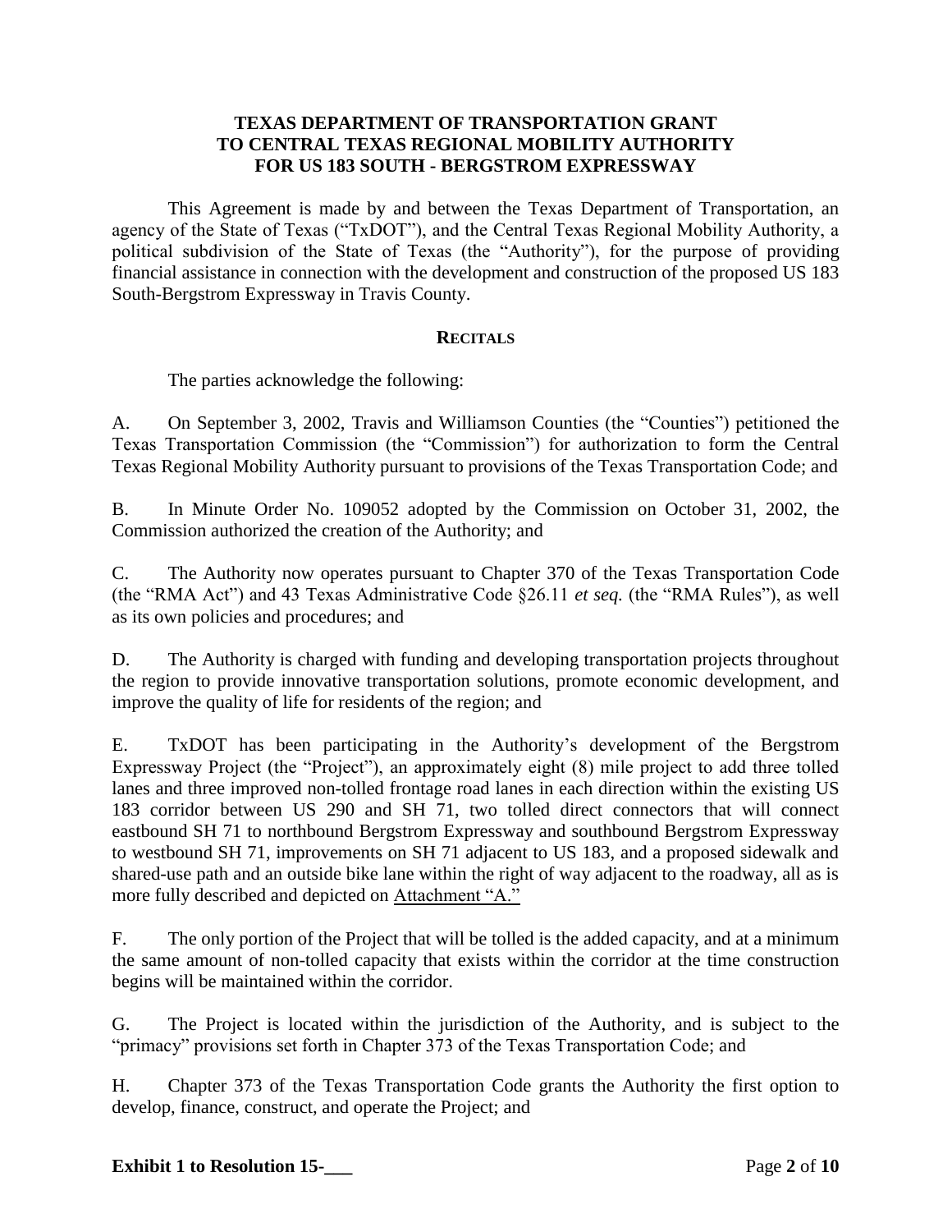**TEXAS DEPARTMENT OF TRANSPORTATION GRANT TO CENTRAL TEXAS REGIONAL MOBILITY AUTHORITY FOR US 183 SOUTH - BERGSTROM EXPRESSWAY**

This Agreement is made by and between the Texas Department of Transportation, an agency of the State of Texas ("TxDOT"), and the Central Texas Regional Mobility Authority, a political subdivision of the State of Texas (the "Authority"), for the purpose of providing financial assistance in connection with the development and construction of the proposed US 183 South-Bergstrom Expressway in Travis County.

**RECITALS**

The parties acknowledge the following:

A. On September 3, 2002, Travis and Williamson Counties (the "Counties") petitioned the Texas Transportation Commission (the "Commission") for authorization to form the Central Texas Regional Mobility Authority pursuant to provisions of the Texas Transportation Code; and

B. In Minute Order No. 109052 adopted by the Commission on October 31, 2002, the Commission authorized the creation of the Authority; and

C. The Authority now operates pursuant to Chapter 370 of the Texas Transportation Code (the "RMA Act") and 43 Texas Administrative Code §26.11 *et seq.* (the "RMA Rules"), as well as its own policies and procedures; and

D. The Authority is charged with funding and developing transportation projects throughout the region to provide innovative transportation solutions, promote economic development, and improve the quality of life for residents of the region; and

E. TxDOT has been participating in the Authority's development of the Bergstrom Expressway Project (the "Project"), an approximately eight (8) mile project to add three tolled lanes and three improved non-tolled frontage road lanes in each direction within the existing US 183 corridor between US 290 and SH 71, two tolled direct connectors that will connect eastbound SH 71 to northbound Bergstrom Expressway and southbound Bergstrom Expressway to westbound SH 71, improvements on SH 71 adjacent to US 183, and a proposed sidewalk and shared-use path and an outside bike lane within the right of way adjacent to the roadway, all as is more fully described and depicted on Attachment "A."

F. The only portion of the Project that will be tolled is the added capacity, and at a minimum the same amount of non-tolled capacity that exists within the corridor at the time construction begins will be maintained within the corridor.

G. The Project is located within the jurisdiction of the Authority, and is subject to the "primacy" provisions set forth in Chapter 373 of the Texas Transportation Code; and

H. Chapter 373 of the Texas Transportation Code grants the Authority the first option to develop, finance, construct, and operate the Project; and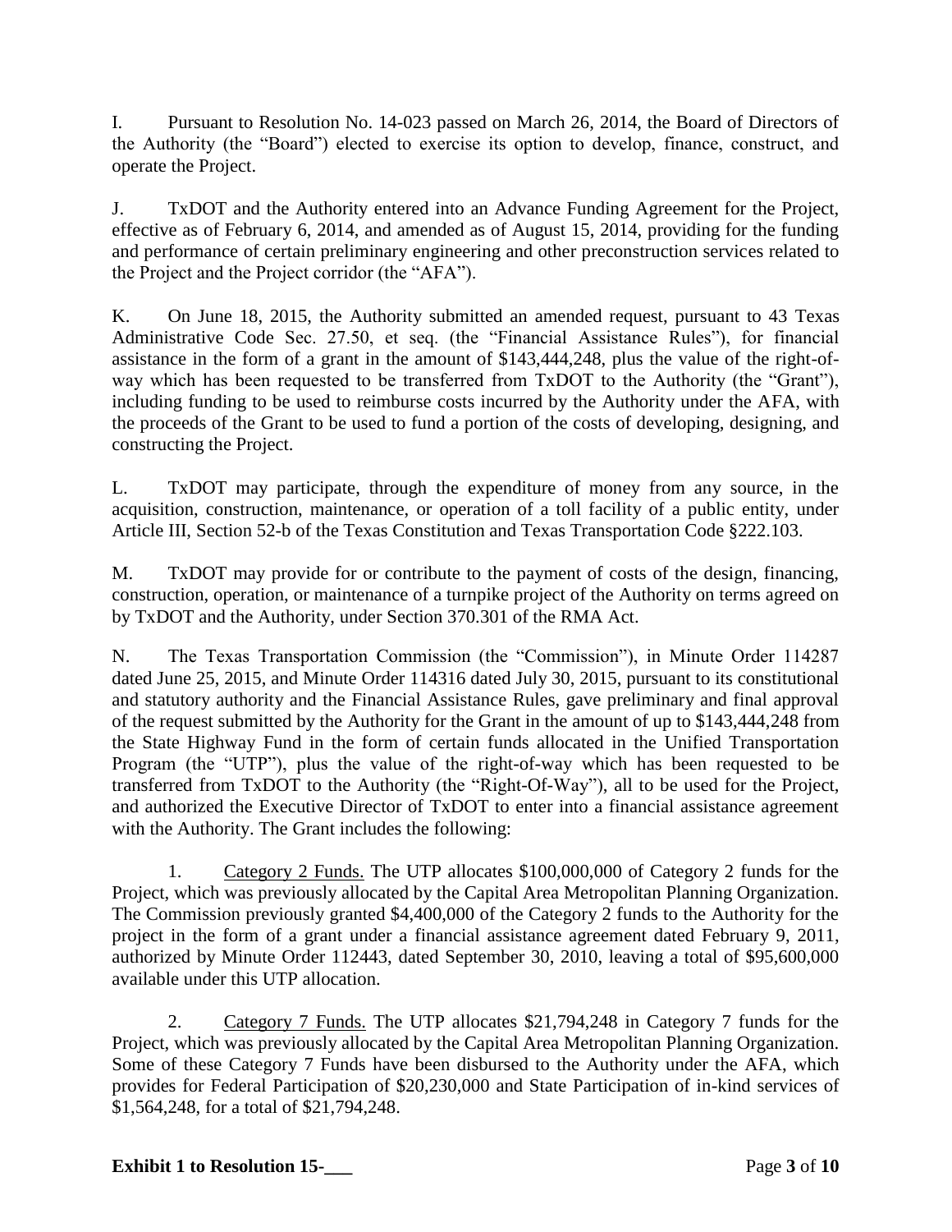I. Pursuant to Resolution No. 14-023 passed on March 26, 2014, the Board of Directors of the Authority (the "Board") elected to exercise its option to develop, finance, construct, and operate the Project.

J. TxDOT and the Authority entered into an Advance Funding Agreement for the Project, effective as of February 6, 2014, and amended as of August 15, 2014, providing for the funding and performance of certain preliminary engineering and other preconstruction services related to the Project and the Project corridor (the "AFA").

K. On June 18, 2015, the Authority submitted an amended request, pursuant to 43 Texas Administrative Code Sec. 27.50, et seq. (the "Financial Assistance Rules"), for financial assistance in the form of a grant in the amount of $143,444,248, plus the value of the right-of-way which has been requested to be transferred from TxDOT to the Authority (the "Grant"), including funding to be used to reimburse costs incurred by the Authority under the AFA, with the proceeds of the Grant to be used to fund a portion of the costs of developing, designing, and constructing the Project.

L. TxDOT may participate, through the expenditure of money from any source, in the acquisition, construction, maintenance, or operation of a toll facility of a public entity, under Article III, Section 52-b of the Texas Constitution and Texas Transportation Code §222.103.

M. TxDOT may provide for or contribute to the payment of costs of the design, financing, construction, operation, or maintenance of a turnpike project of the Authority on terms agreed on by TxDOT and the Authority, under Section 370.301 of the RMA Act.

N. The Texas Transportation Commission (the "Commission"), in Minute Order 114287 dated June 25, 2015, and Minute Order 114316 dated July 30, 2015, pursuant to its constitutional and statutory authority and the Financial Assistance Rules, gave preliminary and final approval of the request submitted by the Authority for the Grant in the amount of up to $143,444,248 from the State Highway Fund in the form of certain funds allocated in the Unified Transportation Program (the "UTP"), plus the value of the right-of-way which has been requested to be transferred from TxDOT to the Authority (the "Right-Of-Way"), all to be used for the Project, and authorized the Executive Director of TxDOT to enter a financial assistance agreement with the Authority. The Grant includes the following:

1. Category 2 Funds. The UTP allocates $100,000,000 of Category 2 funds for the Project, which was previously allocated by the Capital Area Metropolitan Planning Organization. The Commission previously granted $4,400,000 of the Category 2 funds to the Authority for the project in the form of a grant under a financial assistance agreement dated February 9, 2011, authorized by Minute Order 112443, dated September 30, 2010, leaving a total of $95,600,000 available under this UTP allocation.

2. Category 7 Funds. The UTP allocates $21,794,248 in Category 7 funds for the Project, which was previously allocated by the Capital Area Metropolitan Planning Organization. Some of these Category 7 Funds have been disbursed to the Authority under the AFA, which provides for Federal Participation of $20,230,000 and State Participation of in-kind services of $1,564,248, for a total of $21,794,248.

**Exhibit 1 to Resolution 15-___**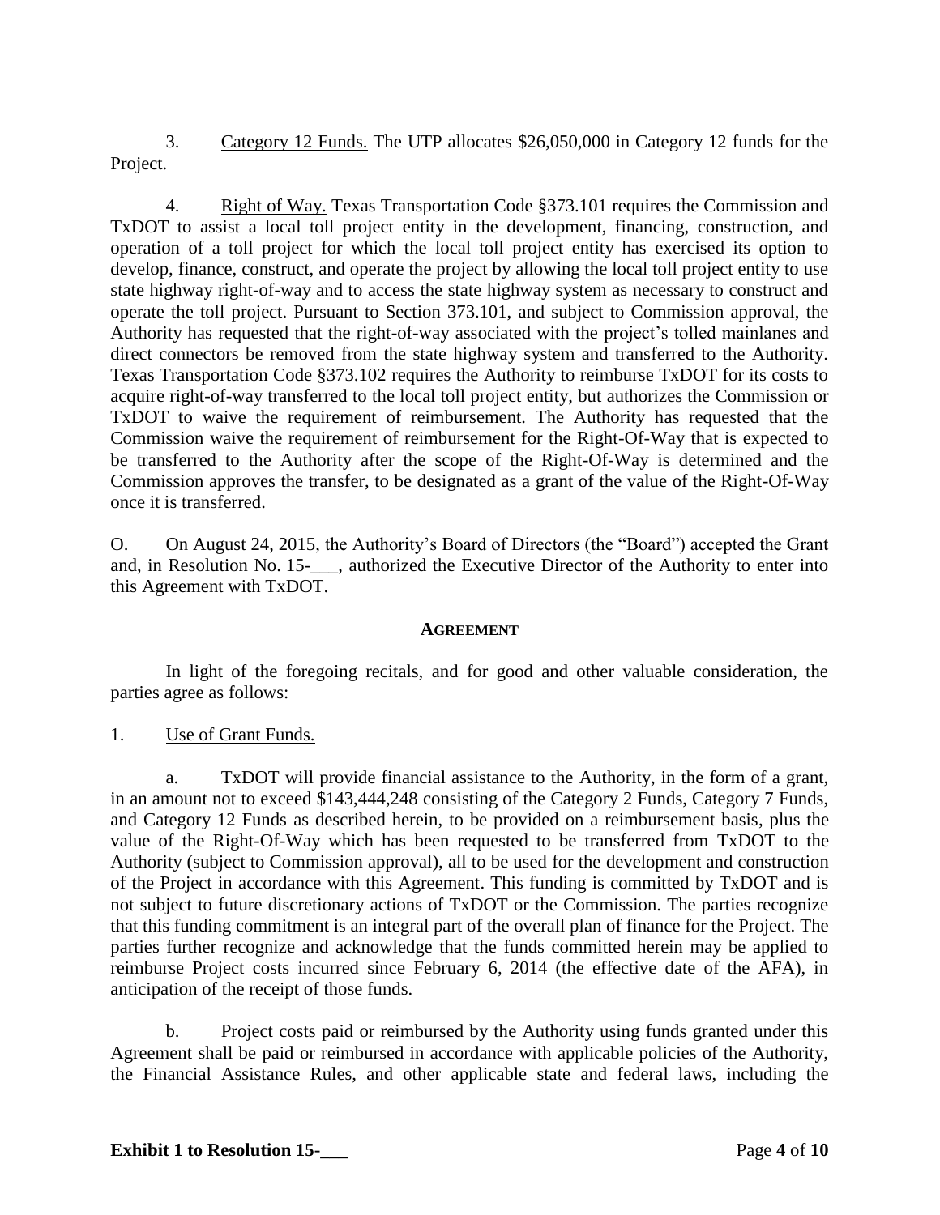3. Category 12 Funds. The UTP allocates $26,050,000 in Category 12 funds for the Project.

4. Right of Way. Texas Transportation Code §373.101 requires the Commission and TxDOT to assist a local toll project entity in the development, financing, construction, and operation of a toll project for which the local toll project entity has exercised its option to develop, finance, construct, and operate the project by allowing the local toll project entity to use state highway right-of-way and to access the state highway system as necessary to construct and operate the toll project. Pursuant to Section 373.101, and subject to Commission approval, the Authority has requested that the right-of-way associated with the project's tolled mainlanes and direct connectors be removed from the state highway system and transferred to the Authority. Texas Transportation Code §373.102 requires the Authority to reimburse TxDOT for its costs to acquire right-of-way transferred to the local toll project entity, but authorizes the Commission or TxDOT to waive the requirement of reimbursement. The Authority has requested that the Commission waive the requirement of reimbursement for the Right-Of-Way that is expected to be transferred to the Authority after the scope of the Right-Of-Way is determined and the Commission approves the transfer, to be designated as a grant of the value of the Right-Of-Way once it is transferred.

O. On August 24, 2015, the Authority's Board of Directors (the "Board") accepted the Grant and, in Resolution No. 15-___, authorized the Executive Director of the Authority to enter into this Agreement with TxDOT.

## AGREEMENT

In light of the foregoing recitals, and for good and other valuable consideration, the parties agree as follows:

1. Use of Grant Funds.

a. TxDOT will provide financial assistance to the Authority, in the form of a grant, in an amount not to exceed $143,444,248 consisting of the Category 2 Funds, Category 7 Funds, and Category 12 Funds as described herein, to be provided on a reimbursement basis, plus the value of the Right-Of-Way which has been requested to be transferred from TxDOT to the Authority (subject to Commission approval), all to be used for the development and construction of the Project in accordance with this Agreement. This funding is committed by TxDOT and is not subject to future discretionary actions of TxDOT or the Commission. The parties recognize that this funding commitment is an integral part of the overall plan of finance for the Project. The parties further recognize and acknowledge that the funds committed herein may be applied to reimburse Project costs incurred since February 6, 2014 (the effective date of the AFA), in anticipation of the receipt of those funds.

b. Project costs paid or reimbursed by the Authority using funds granted under this Agreement shall be paid or reimbursed in accordance with applicable policies of the Authority, the Financial Assistance Rules, and other applicable state and federal laws, including the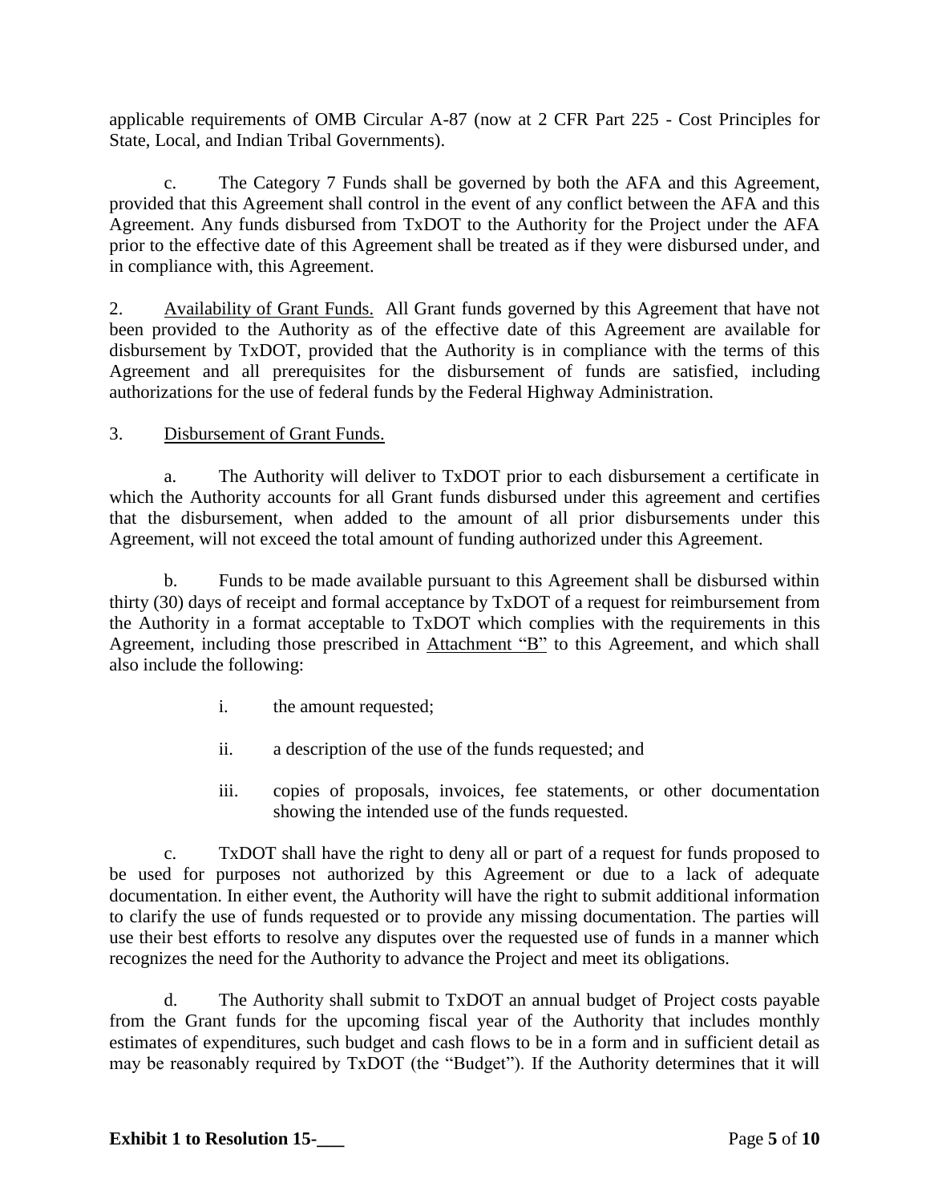applicable requirements of OMB Circular A-87 (now at 2 CFR Part 225 - Cost Principles for State, Local, and Indian Tribal Governments).

c. The Category 7 Funds shall be governed by both the AFA and this Agreement, provided that this Agreement shall control in the event of any conflict between the AFA and this Agreement. Any funds disbursed from TxDOT to the Authority for the Project under the AFA prior to the effective date of this Agreement shall be treated as if they were disbursed under, and in compliance with, this Agreement.

2. Availability of Grant Funds. All Grant funds governed by this Agreement that have not been provided to the Authority as of the effective date of this Agreement are available for disbursement by TxDOT, provided that the Authority is in compliance with the terms of this Agreement and all prerequisites for the disbursement of funds are satisfied, including authorizations for the use of federal funds by the Federal Highway Administration.

3. Disbursement of Grant Funds.

a. The Authority will deliver to TxDOT prior to each disbursement a certificate in which the Authority accounts for all Grant funds disbursed under this agreement and certifies that the disbursement, when added to the amount of all prior disbursements under this Agreement, will not exceed the total amount of funding authorized under this Agreement.

b. Funds to be made available pursuant to this Agreement shall be disbursed within thirty (30) days of receipt and formal acceptance by TxDOT of a request for reimbursement from the Authority in a format acceptable to TxDOT which complies with the requirements in this Agreement, including those prescribed in Attachment "B" to this Agreement, and which shall also include the following:

i. the amount requested;

ii. a description of the use of the funds requested; and

iii. copies of proposals, invoices, fee statements, or other documentation showing the intended use of the funds requested.

c. TxDOT shall have the right to deny all or part of a request for funds proposed to be used for purposes not authorized by this Agreement or due to a lack of adequate documentation. In either event, the Authority will have the right to submit additional information to clarify the use of funds requested or to provide any missing documentation. The parties will use their best efforts to resolve any disputes over the requested use of funds in a manner which recognizes the need for the Authority to advance the Project and meet its obligations.

d. The Authority shall submit to TxDOT an annual budget of Project costs payable from the Grant funds for the upcoming fiscal year of the Authority that includes monthly estimates of expenditures, such budget and cash flows to be in a form and in sufficient detail as may be reasonably required by TxDOT (the "Budget"). If the Authority determines that it will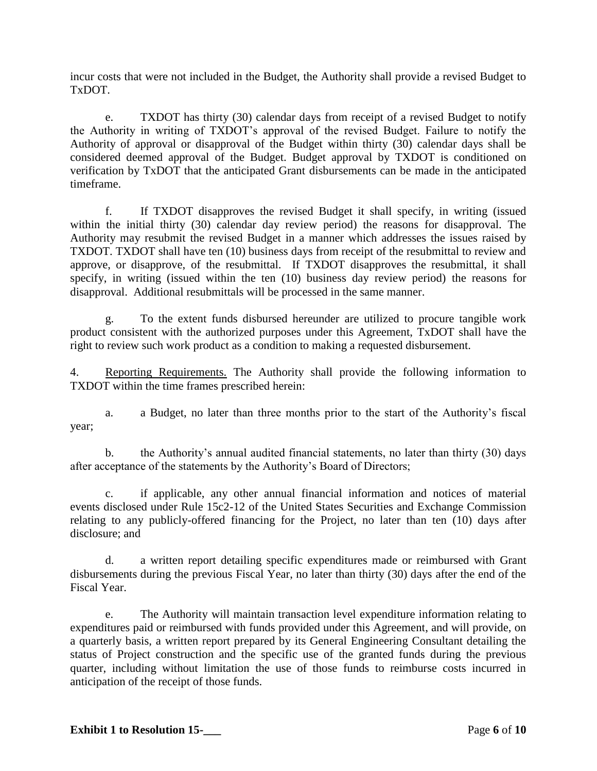incur costs that were not included in the Budget, the Authority shall provide a revised Budget to TxDOT.

e. TXDOT has thirty (30) calendar days from receipt of a revised Budget to notify the Authority in writing of TXDOT's approval of the revised Budget. Failure to notify the Authority of approval or disapproval of the Budget within thirty (30) calendar days shall be considered deemed approval of the Budget. Budget approval by TXDOT is conditioned on verification by TxDOT that the anticipated Grant disbursements can be made in the anticipated timeframe.

f. If TXDOT disapproves the revised Budget it shall specify, in writing (issued within the initial thirty (30) calendar day review period) the reasons for disapproval. The Authority may resubmit the revised Budget in a manner which addresses the issues raised by TXDOT. TXDOT shall have ten (10) business days from receipt of the resubmittal to review and approve, or disapprove, of the resubmittal. If TXDOT disapproves the resubmittal, it shall specify, in writing (issued within the ten (10) business day review period) the reasons for disapproval. Additional resubmittals will be processed in the same manner.

g. To the extent funds disbursed hereunder are utilized to procure tangible work product consistent with the authorized purposes under this Agreement, TxDOT shall have the right to review such work product as a condition to making a requested disbursement.

4. Reporting Requirements. The Authority shall provide the following information to TXDOT within the time frames prescribed herein:

a. a Budget, no later than three months prior to the start of the Authority's fiscal year;

b. the Authority's annual audited financial statements, no later than thirty (30) days after acceptance of the statements by the Authority's Board of Directors;

c. if applicable, any other annual financial information and notices of material events disclosed under Rule 15c2-12 of the United States Securities and Exchange Commission relating to any publicly-offered financing for the Project, no later than ten (10) days after disclosure; and

d. a written report detailing specific expenditures made or reimbursed with Grant disbursements during the previous Fiscal Year, no later than thirty (30) days after the end of the Fiscal Year.

e. The Authority will maintain transaction level expenditure information relating to expenditures paid or reimbursed with funds provided under this Agreement, and will provide, on a quarterly basis, a written report prepared by its General Engineering Consultant detailing the status of Project construction and the specific use of the granted funds during the previous quarter, including without limitation the use of those funds to reimburse costs incurred in anticipation of the receipt of those funds.

**Exhibit 1 to Resolution 15-___**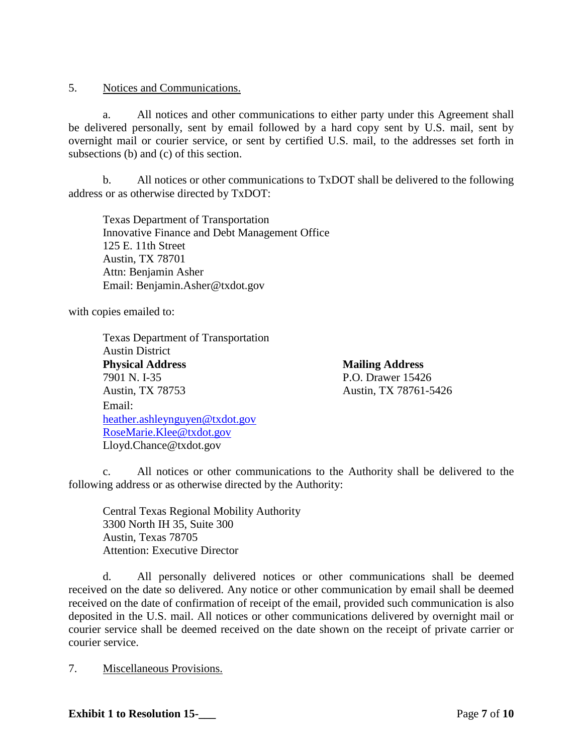5. Notices and Communications.

a. All notices and other communications to either party under this Agreement shall be delivered personally, sent by email followed by a hard copy sent by U.S. mail, sent by overnight mail or courier service, or sent by certified U.S. mail, to the addresses set forth in subsections (b) and (c) of this section.

b. All notices or other communications to TxDOT shall be delivered to the following address or as otherwise directed by TxDOT:

Texas Department of Transportation
Innovative Finance and Debt Management Office
125 E. 11th Street
Austin, TX 78701
Attn: Benjamin Asher
Email: Benjamin.Asher@txdot.gov

with copies emailed to:

Texas Department of Transportation
Austin District

**Physical Address**
7901 N. I-35
Austin, TX 78753

**Mailing Address**
P.O. Drawer 15426
Austin, TX 78761-5426

Email:
heather.ashleynguyen@txdot.gov
RoseMarie.Klee@txdot.gov
Lloyd.Chance@txdot.gov

c. All notices or other communications to the Authority shall be delivered to the following address or as otherwise directed by the Authority:

Central Texas Regional Mobility Authority
3300 North IH 35, Suite 300
Austin, Texas 78705
Attention: Executive Director

d. All personally delivered notices or other communications shall be deemed received on the date so delivered. Any notice or other communication by email shall be deemed received on the date of confirmation of receipt of the email, provided such communication is also deposited in the U.S. mail. All notices or other communications delivered by overnight mail or courier service shall be deemed received on the date shown on the receipt of private carrier or courier service.

7. Miscellaneous Provisions.

**Exhibit 1 to Resolution 15-___**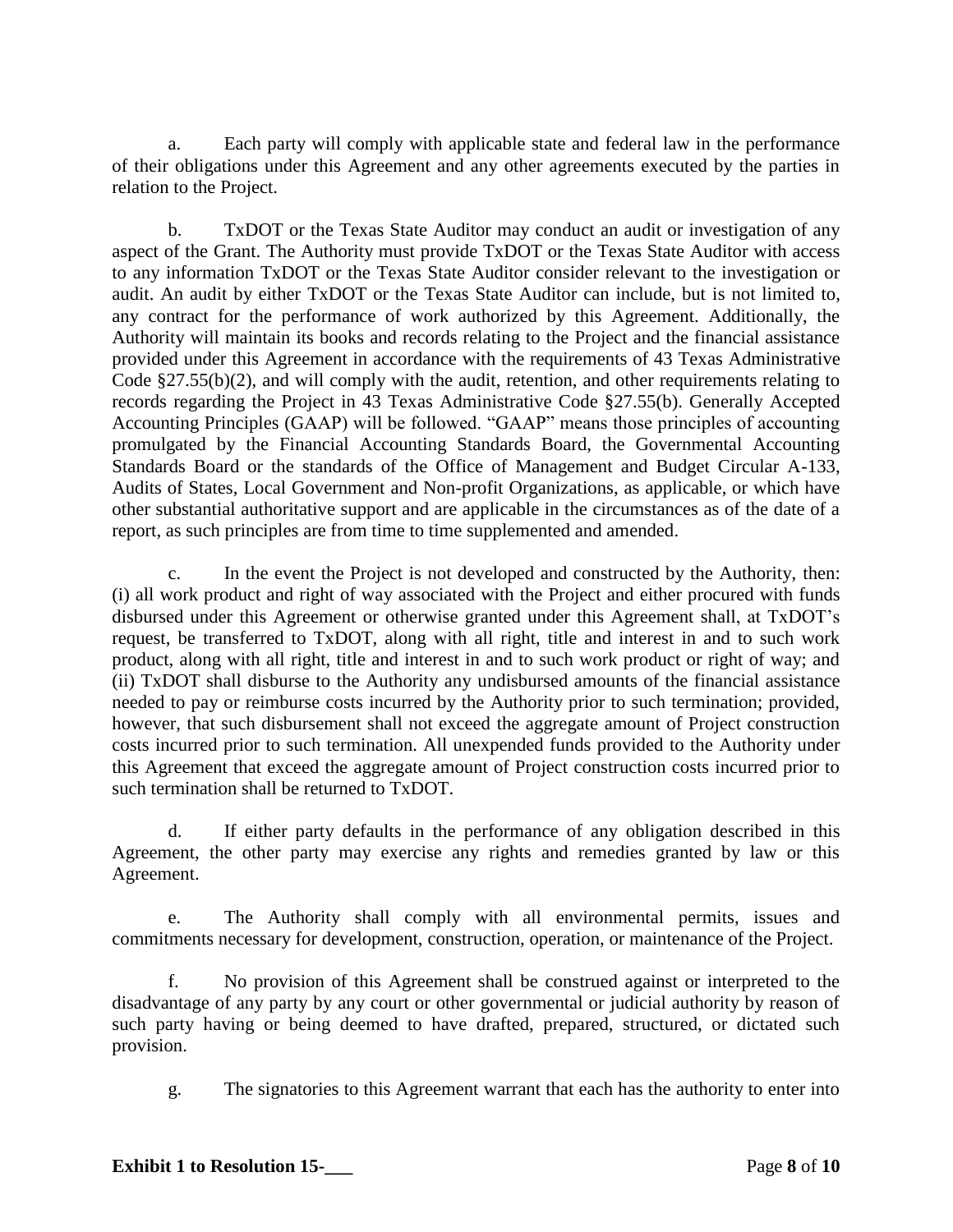a. Each party will comply with applicable state and federal law in the performance of their obligations under this Agreement and any other agreements executed by the parties in relation to the Project.

b. TxDOT or the Texas State Auditor may conduct an audit or investigation of any aspect of the Grant. The Authority must provide TxDOT or the Texas State Auditor with access to any information TxDOT or the Texas State Auditor consider relevant to the investigation or audit. An audit by either TxDOT or the Texas State Auditor can include, but is not limited to, any contract for the performance of work authorized by this Agreement. Additionally, the Authority will maintain its books and records relating to the Project and the financial assistance provided under this Agreement in accordance with the requirements of 43 Texas Administrative Code §27.55(b)(2), and will comply with the audit, retention, and other requirements relating to records regarding the Project in 43 Texas Administrative Code §27.55(b). Generally Accepted Accounting Principles (GAAP) will be followed. "GAAP" means those principles of accounting promulgated by the Financial Accounting Standards Board, the Governmental Accounting Standards Board or the standards of the Office of Management and Budget Circular A-133, Audits of States, Local Government and Non-profit Organizations, as applicable, or which have other substantial authoritative support and are applicable in the circumstances as of the date of a report, as such principles are from time to time supplemented and amended.

c. In the event the Project is not developed and constructed by the Authority, then: (i) all work product and right of way associated with the Project and either procured with funds disbursed under this Agreement or otherwise granted under this Agreement shall, at TxDOT's request, be transferred to TxDOT, along with all right, title and interest in and to such work product, along with all right, title and interest in and to such work product or right of way; and (ii) TxDOT shall disburse to the Authority any undisbursed amounts of the financial assistance needed to pay or reimburse costs incurred by the Authority prior to such termination; provided, however, that such disbursement shall not exceed the aggregate amount of Project construction costs incurred prior to such termination. All unexpended funds provided to the Authority under this Agreement that exceed the aggregate amount of Project construction costs incurred prior to such termination shall be returned to TxDOT.

d. If either party defaults in the performance of any obligation described in this Agreement, the other party may exercise any rights and remedies granted by law or this Agreement.

e. The Authority shall comply with all environmental permits, issues and commitments necessary for development, construction, operation, or maintenance of the Project.

f. No provision of this Agreement shall be construed against or interpreted to the disadvantage of any party by any court or other governmental or judicial authority by reason of such party having or being deemed to have drafted, prepared, structured, or dictated such provision.

g. The signatories to this Agreement warrant that each has the authority to enter into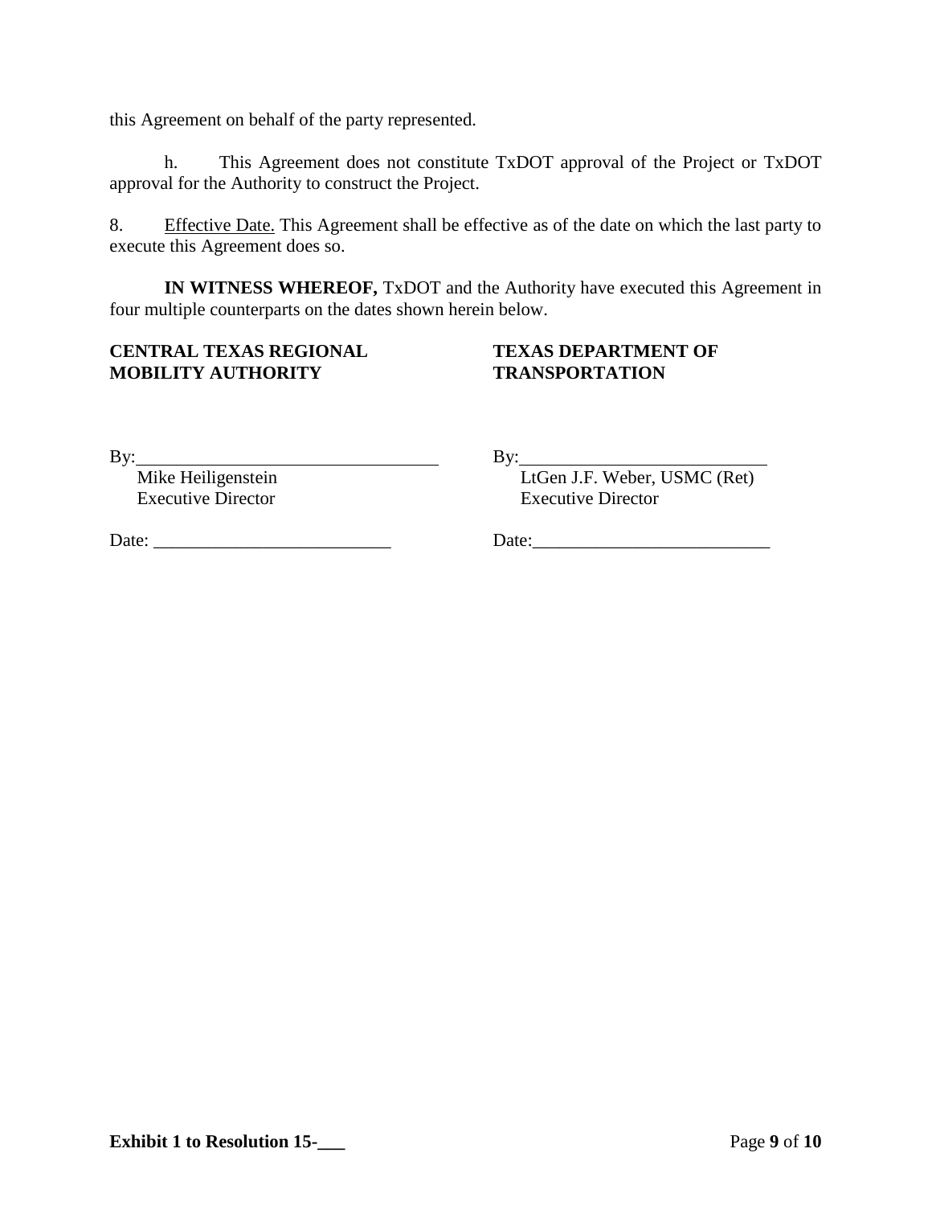this Agreement on behalf of the party represented.

h. This Agreement does not constitute TxDOT approval of the Project or TxDOT approval for the Authority to construct the Project.

8. Effective Date. This Agreement shall be effective as of the date on which the last party to execute this Agreement does so.

**IN WITNESS WHEREOF,** TxDOT and the Authority have executed this Agreement in four multiple counterparts on the dates shown herein below.

| **CENTRAL TEXAS REGIONAL MOBILITY AUTHORITY** | **TEXAS DEPARTMENT OF TRANSPORTATION** |
|---|---|
| By:\_\_\_\_\_\_\_\_\_\_\_\_\_\_\_\_\_\_\_\_\_\_\_\_\_\_\_\_\_\_\_ | By:\_\_\_\_\_\_\_\_\_\_\_\_\_\_\_\_\_\_\_\_\_\_\_\_\_\_\_\_\_ |
| Mike Heiligenstein<br>Executive Director | LtGen J.F. Weber, USMC (Ret)<br>Executive Director |
| Date: \_\_\_\_\_\_\_\_\_\_\_\_\_\_\_\_\_\_\_\_\_\_\_\_\_\_ | Date:\_\_\_\_\_\_\_\_\_\_\_\_\_\_\_\_\_\_\_\_\_\_\_\_\_\_ |

**Exhibit 1 to Resolution 15-\_\_\_**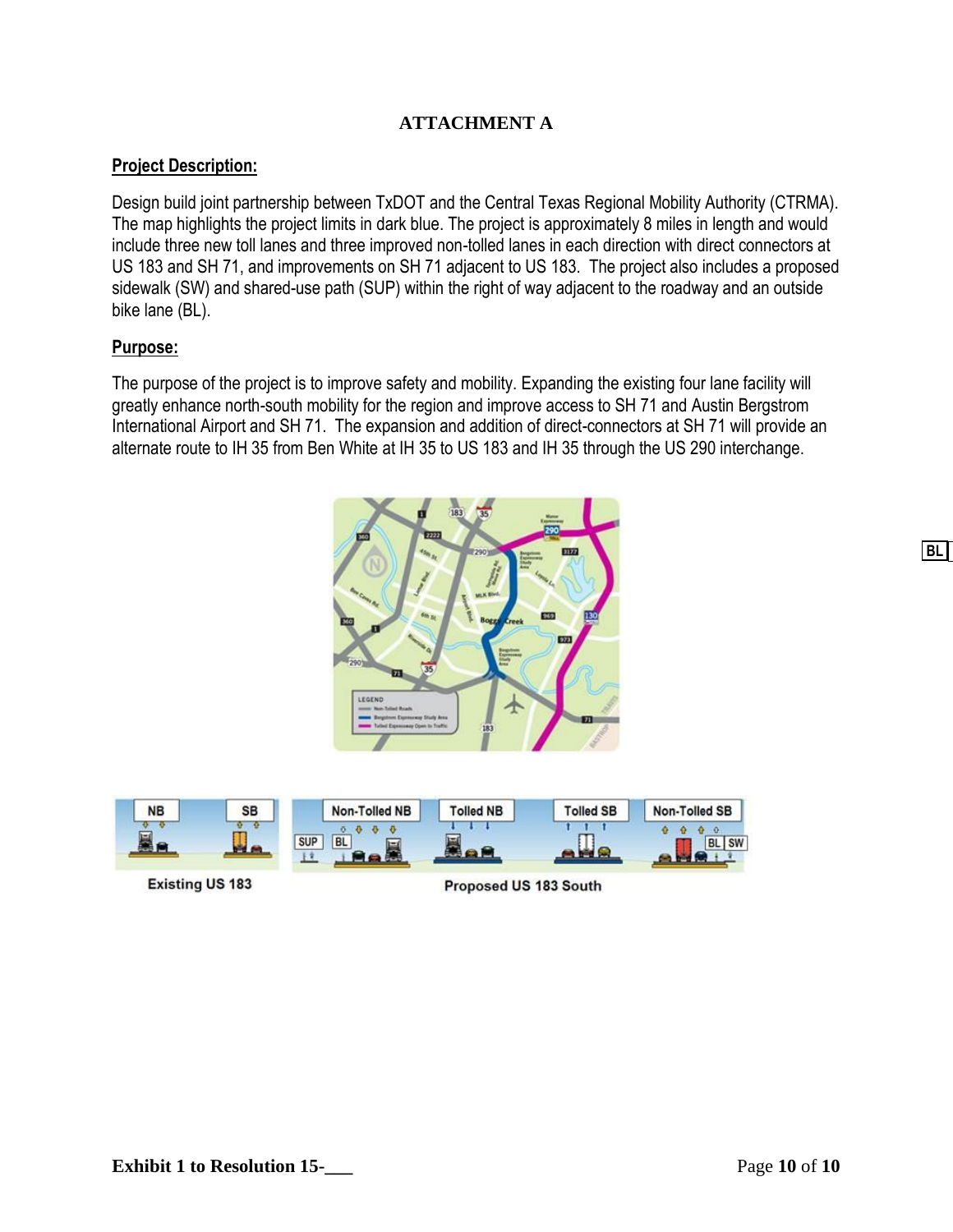## ATTACHMENT A

**Project Description:**

Design build joint partnership between TxDOT and the Central Texas Regional Mobility Authority (CTRMA). The map highlights the project limits in dark blue. The project is approximately 8 miles in length and would include three new toll lanes and three improved non-tolled lanes in each direction with direct connectors at US 183 and SH 71, and improvements on SH 71 adjacent to US 183. The project also includes a proposed sidewalk (SW) and shared-use path (SUP) within the right of way adjacent to the roadway and an outside bike lane (BL).

**Purpose:**

The purpose of the project is to improve safety and mobility. Expanding the existing four lane facility will greatly enhance north-south mobility for the region and improve access to SH 71 and Austin Bergstrom International Airport and SH 71. The expansion and addition of direct-connectors at SH 71 will provide an alternate route to IH 35 from Ben White at IH 35 to US 183 and IH 35 through the US 290 interchange.

LEGEND
Non-Tolled Roads
Bergstrom Expressway Study Area
Tolled Expressway Open to Traffic

NB SB
Existing US 183

SUP BL Non-Tolled NB Tolled NB Tolled SB Non-Tolled SB BL SW
Proposed US 183 South

Exhibit 1 to Resolution 15-\_\_\_